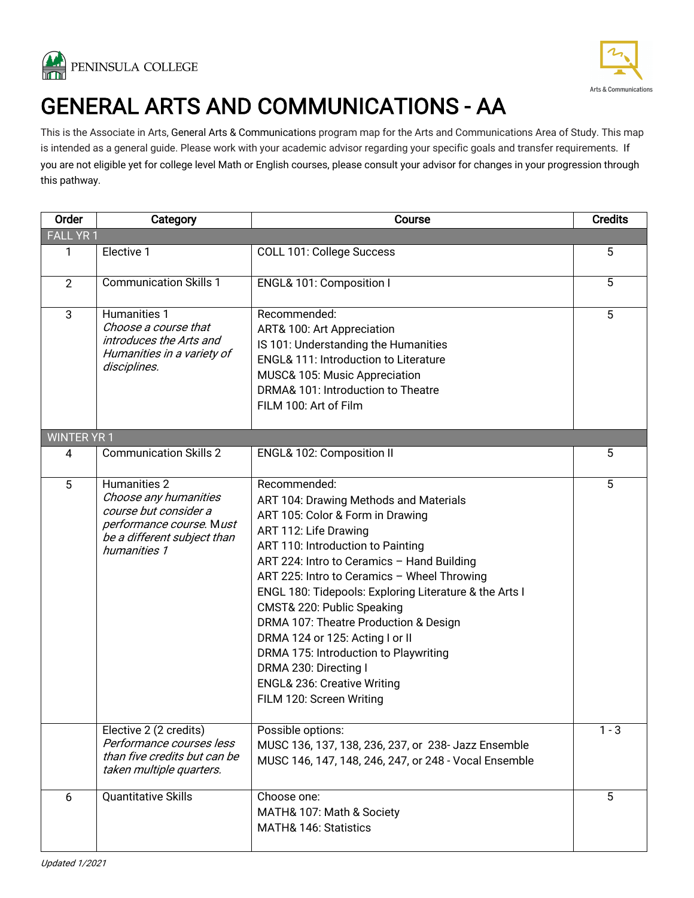PENINSULA COLLEGE

Arts & Communications

# GENERAL ARTS AND COMMUNICATIONS - AA

This is the Associate in Arts, General Arts & Communications program map for the Arts and Communications Area of Study. This map is intended as a general guide. Please work with your academic advisor regarding your specific goals and transfer requirements. If you are not eligible yet for college level Math or English courses, please consult your advisor for changes in your progression through this pathway.

| Order | Category | Course | Credits |
|---|---|---|---|
| FALL YR 1 | | | |
| 1 | Elective 1 | COLL 101: College Success | 5 |
| 2 | Communication Skills 1 | ENGL& 101: Composition I | 5 |
| 3 | Humanities 1<br>*Choose a course that introduces the Arts and Humanities in a variety of disciplines.* | Recommended:<br>ART& 100: Art Appreciation<br>IS 101: Understanding the Humanities<br>ENGL& 111: Introduction to Literature<br>MUSC& 105: Music Appreciation<br>DRMA& 101: Introduction to Theatre<br>FILM 100: Art of Film | 5 |
| WINTER YR 1 | | | |
| 4 | Communication Skills 2 | ENGL& 102: Composition II | 5 |
| 5 | Humanities 2<br>*Choose any humanities course but consider a performance course. Must be a different subject than humanities 1* | Recommended:<br>ART 104: Drawing Methods and Materials<br>ART 105: Color & Form in Drawing<br>ART 112: Life Drawing<br>ART 110: Introduction to Painting<br>ART 224: Intro to Ceramics – Hand Building<br>ART 225: Intro to Ceramics – Wheel Throwing<br>ENGL 180: Tidepools: Exploring Literature & the Arts I<br>CMST& 220: Public Speaking<br>DRMA 107: Theatre Production & Design<br>DRMA 124 or 125: Acting I or II<br>DRMA 175: Introduction to Playwriting<br>DRMA 230: Directing I<br>ENGL& 236: Creative Writing<br>FILM 120: Screen Writing | 5 |
| | Elective 2 (2 credits)<br>*Performance courses less than five credits but can be taken multiple quarters.* | Possible options:<br>MUSC 136, 137, 138, 236, 237, or 238- Jazz Ensemble<br>MUSC 146, 147, 148, 246, 247, or 248 - Vocal Ensemble | 1 - 3 |
| 6 | Quantitative Skills | Choose one:<br>MATH& 107: Math & Society<br>MATH& 146: Statistics | 5 |

*Updated 1/2021*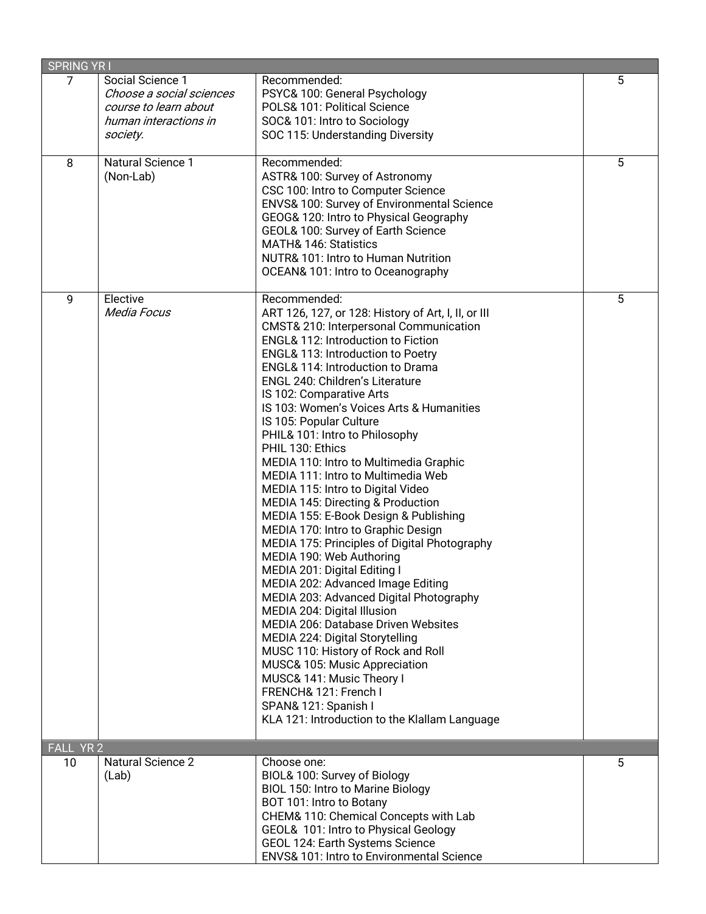| | | | |
|---|---|---|---|
| **SPRING YR I** | | | |
| 7 | Social Science 1<br>*Choose a social sciences course to learn about human interactions in society.* | Recommended:<br>PSYC& 100: General Psychology<br>POLS& 101: Political Science<br>SOC& 101: Intro to Sociology<br>SOC 115: Understanding Diversity | 5 |
| 8 | Natural Science 1<br>(Non-Lab) | Recommended:<br>ASTR& 100: Survey of Astronomy<br>CSC 100: Intro to Computer Science<br>ENVS& 100: Survey of Environmental Science<br>GEOG& 120: Intro to Physical Geography<br>GEOL& 100: Survey of Earth Science<br>MATH& 146: Statistics<br>NUTR& 101: Intro to Human Nutrition<br>OCEAN& 101: Intro to Oceanography | 5 |
| 9 | Elective<br>*Media Focus* | Recommended:<br>ART 126, 127, or 128: History of Art, I, II, or III<br>CMST& 210: Interpersonal Communication<br>ENGL& 112: Introduction to Fiction<br>ENGL& 113: Introduction to Poetry<br>ENGL& 114: Introduction to Drama<br>ENGL 240: Children's Literature<br>IS 102: Comparative Arts<br>IS 103: Women's Voices Arts & Humanities<br>IS 105: Popular Culture<br>PHIL& 101: Intro to Philosophy<br>PHIL 130: Ethics<br>MEDIA 110: Intro to Multimedia Graphic<br>MEDIA 111: Intro to Multimedia Web<br>MEDIA 115: Intro to Digital Video<br>MEDIA 145: Directing & Production<br>MEDIA 155: E-Book Design & Publishing<br>MEDIA 170: Intro to Graphic Design<br>MEDIA 175: Principles of Digital Photography<br>MEDIA 190: Web Authoring<br>MEDIA 201: Digital Editing I<br>MEDIA 202: Advanced Image Editing<br>MEDIA 203: Advanced Digital Photography<br>MEDIA 204: Digital Illusion<br>MEDIA 206: Database Driven Websites<br>MEDIA 224: Digital Storytelling<br>MUSC 110: History of Rock and Roll<br>MUSC& 105: Music Appreciation<br>MUSC& 141: Music Theory I<br>FRENCH& 121: French I<br>SPAN& 121: Spanish I<br>KLA 121: Introduction to the Klallam Language | 5 |
| **FALL YR 2** | | | |
| 10 | Natural Science 2<br>(Lab) | Choose one:<br>BIOL& 100: Survey of Biology<br>BIOL 150: Intro to Marine Biology<br>BOT 101: Intro to Botany<br>CHEM& 110: Chemical Concepts with Lab<br>GEOL& 101: Intro to Physical Geology<br>GEOL 124: Earth Systems Science<br>ENVS& 101: Intro to Environmental Science | 5 |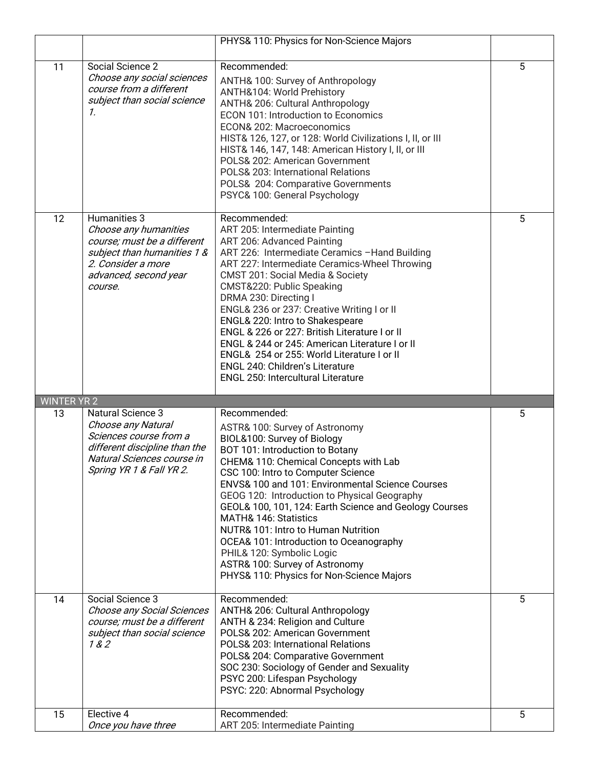| | | | |
|---|---|---|---|
| | | PHYS& 110: Physics for Non-Science Majors | |
| 11 | Social Science 2<br>*Choose any social sciences course from a different subject than social science 1.* | Recommended:<br>ANTH& 100: Survey of Anthropology<br>ANTH&104: World Prehistory<br>ANTH& 206: Cultural Anthropology<br>ECON 101: Introduction to Economics<br>ECON& 202: Macroeconomics<br>HIST& 126, 127, or 128: World Civilizations I, II, or III<br>HIST& 146, 147, 148: American History I, II, or III<br>POLS& 202: American Government<br>POLS& 203: International Relations<br>POLS& 204: Comparative Governments<br>PSYC& 100: General Psychology | 5 |
| 12 | Humanities 3<br>*Choose any humanities course; must be a different subject than humanities 1 & 2. Consider a more advanced, second year course.* | Recommended:<br>ART 205: Intermediate Painting<br>ART 206: Advanced Painting<br>ART 226: Intermediate Ceramics –Hand Building<br>ART 227: Intermediate Ceramics-Wheel Throwing<br>CMST 201: Social Media & Society<br>CMST&220: Public Speaking<br>DRMA 230: Directing I<br>ENGL& 236 or 237: Creative Writing I or II<br>ENGL& 220: Intro to Shakespeare<br>ENGL & 226 or 227: British Literature I or II<br>ENGL & 244 or 245: American Literature I or II<br>ENGL& 254 or 255: World Literature I or II<br>ENGL 240: Children's Literature<br>ENGL 250: Intercultural Literature | 5 |
| **WINTER YR 2** | | | |
| 13 | Natural Science 3<br>*Choose any Natural Sciences course from a different discipline than the Natural Sciences course in Spring YR 1 & Fall YR 2.* | Recommended:<br>ASTR& 100: Survey of Astronomy<br>BIOL&100: Survey of Biology<br>BOT 101: Introduction to Botany<br>CHEM& 110: Chemical Concepts with Lab<br>CSC 100: Intro to Computer Science<br>ENVS& 100 and 101: Environmental Science Courses<br>GEOG 120: Introduction to Physical Geography<br>GEOL& 100, 101, 124: Earth Science and Geology Courses<br>MATH& 146: Statistics<br>NUTR& 101: Intro to Human Nutrition<br>OCEA& 101: Introduction to Oceanography<br>PHIL& 120: Symbolic Logic<br>ASTR& 100: Survey of Astronomy<br>PHYS& 110: Physics for Non-Science Majors | 5 |
| 14 | Social Science 3<br>*Choose any Social Sciences course; must be a different subject than social science 1 & 2* | Recommended:<br>ANTH& 206: Cultural Anthropology<br>ANTH & 234: Religion and Culture<br>POLS& 202: American Government<br>POLS& 203: International Relations<br>POLS& 204: Comparative Government<br>SOC 230: Sociology of Gender and Sexuality<br>PSYC 200: Lifespan Psychology<br>PSYC: 220: Abnormal Psychology | 5 |
| 15 | Elective 4<br>*Once you have three* | Recommended:<br>ART 205: Intermediate Painting | 5 |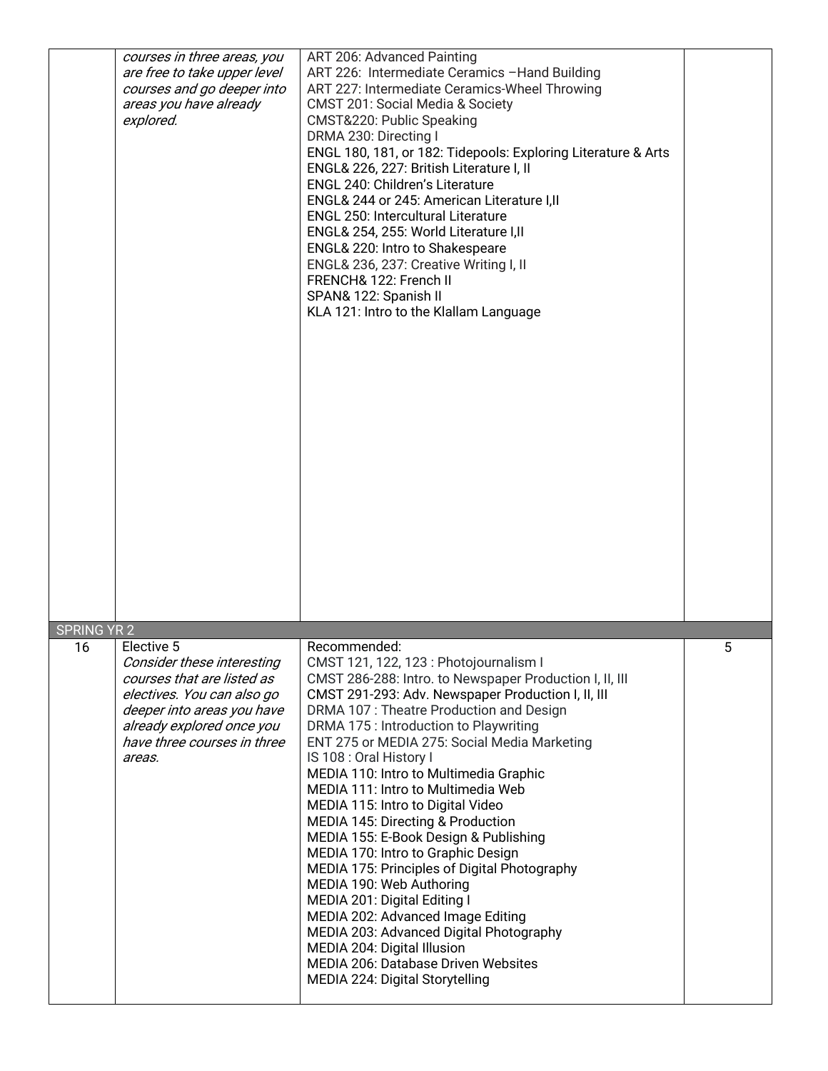| | | | |
|---|---|---|---|
| | *courses in three areas, you are free to take upper level courses and go deeper into areas you have already explored.* | ART 206: Advanced Painting<br>ART 226: Intermediate Ceramics –Hand Building<br>ART 227: Intermediate Ceramics-Wheel Throwing<br>CMST 201: Social Media & Society<br>CMST&220: Public Speaking<br>DRMA 230: Directing I<br>ENGL 180, 181, or 182: Tidepools: Exploring Literature & Arts<br>ENGL& 226, 227: British Literature I, II<br>ENGL 240: Children's Literature<br>ENGL& 244 or 245: American Literature I,II<br>ENGL 250: Intercultural Literature<br>ENGL& 254, 255: World Literature I,II<br>ENGL& 220: Intro to Shakespeare<br>ENGL& 236, 237: Creative Writing I, II<br>FRENCH& 122: French II<br>SPAN& 122: Spanish II<br>KLA 121: Intro to the Klallam Language | |
| SPRING YR 2 | | | |
| 16 | Elective 5<br>*Consider these interesting courses that are listed as electives. You can also go deeper into areas you have already explored once you have three courses in three areas.* | Recommended:<br>CMST 121, 122, 123 : Photojournalism I<br>CMST 286-288: Intro. to Newspaper Production I, II, III<br>CMST 291-293: Adv. Newspaper Production I, II, III<br>DRMA 107 : Theatre Production and Design<br>DRMA 175 : Introduction to Playwriting<br>ENT 275 or MEDIA 275: Social Media Marketing<br>IS 108 : Oral History I<br>MEDIA 110: Intro to Multimedia Graphic<br>MEDIA 111: Intro to Multimedia Web<br>MEDIA 115: Intro to Digital Video<br>MEDIA 145: Directing & Production<br>MEDIA 155: E-Book Design & Publishing<br>MEDIA 170: Intro to Graphic Design<br>MEDIA 175: Principles of Digital Photography<br>MEDIA 190: Web Authoring<br>MEDIA 201: Digital Editing I<br>MEDIA 202: Advanced Image Editing<br>MEDIA 203: Advanced Digital Photography<br>MEDIA 204: Digital Illusion<br>MEDIA 206: Database Driven Websites<br>MEDIA 224: Digital Storytelling | 5 |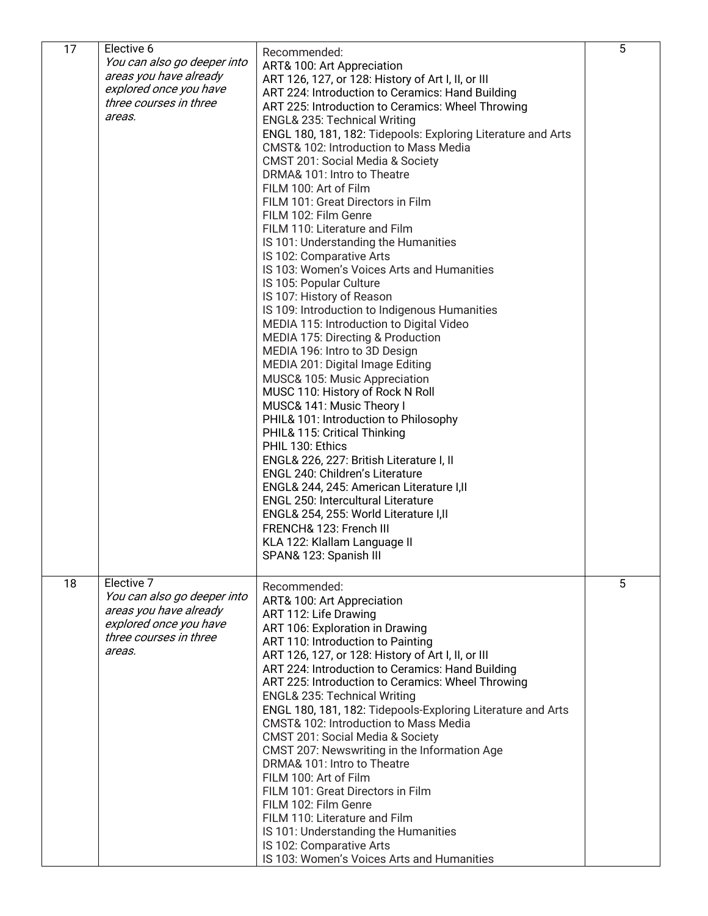| | | | |
|---|---|---|---|
| 17 | Elective 6<br>*You can also go deeper into areas you have already explored once you have three courses in three areas.* | Recommended:<br>ART& 100: Art Appreciation<br>ART 126, 127, or 128: History of Art I, II, or III<br>ART 224: Introduction to Ceramics: Hand Building<br>ART 225: Introduction to Ceramics: Wheel Throwing<br>ENGL& 235: Technical Writing<br>ENGL 180, 181, 182: Tidepools: Exploring Literature and Arts<br>CMST& 102: Introduction to Mass Media<br>CMST 201: Social Media & Society<br>DRMA& 101: Intro to Theatre<br>FILM 100: Art of Film<br>FILM 101: Great Directors in Film<br>FILM 102: Film Genre<br>FILM 110: Literature and Film<br>IS 101: Understanding the Humanities<br>IS 102: Comparative Arts<br>IS 103: Women's Voices Arts and Humanities<br>IS 105: Popular Culture<br>IS 107: History of Reason<br>IS 109: Introduction to Indigenous Humanities<br>MEDIA 115: Introduction to Digital Video<br>MEDIA 175: Directing & Production<br>MEDIA 196: Intro to 3D Design<br>MEDIA 201: Digital Image Editing<br>MUSC& 105: Music Appreciation<br>MUSC 110: History of Rock N Roll<br>MUSC& 141: Music Theory I<br>PHIL& 101: Introduction to Philosophy<br>PHIL& 115: Critical Thinking<br>PHIL 130: Ethics<br>ENGL& 226, 227: British Literature I, II<br>ENGL 240: Children's Literature<br>ENGL& 244, 245: American Literature I,II<br>ENGL 250: Intercultural Literature<br>ENGL& 254, 255: World Literature I,II<br>FRENCH& 123: French III<br>KLA 122: Klallam Language II<br>SPAN& 123: Spanish III | 5 |
| 18 | Elective 7<br>*You can also go deeper into areas you have already explored once you have three courses in three areas.* | Recommended:<br>ART& 100: Art Appreciation<br>ART 112: Life Drawing<br>ART 106: Exploration in Drawing<br>ART 110: Introduction to Painting<br>ART 126, 127, or 128: History of Art I, II, or III<br>ART 224: Introduction to Ceramics: Hand Building<br>ART 225: Introduction to Ceramics: Wheel Throwing<br>ENGL& 235: Technical Writing<br>ENGL 180, 181, 182: Tidepools-Exploring Literature and Arts<br>CMST& 102: Introduction to Mass Media<br>CMST 201: Social Media & Society<br>CMST 207: Newswriting in the Information Age<br>DRMA& 101: Intro to Theatre<br>FILM 100: Art of Film<br>FILM 101: Great Directors in Film<br>FILM 102: Film Genre<br>FILM 110: Literature and Film<br>IS 101: Understanding the Humanities<br>IS 102: Comparative Arts<br>IS 103: Women's Voices Arts and Humanities | 5 |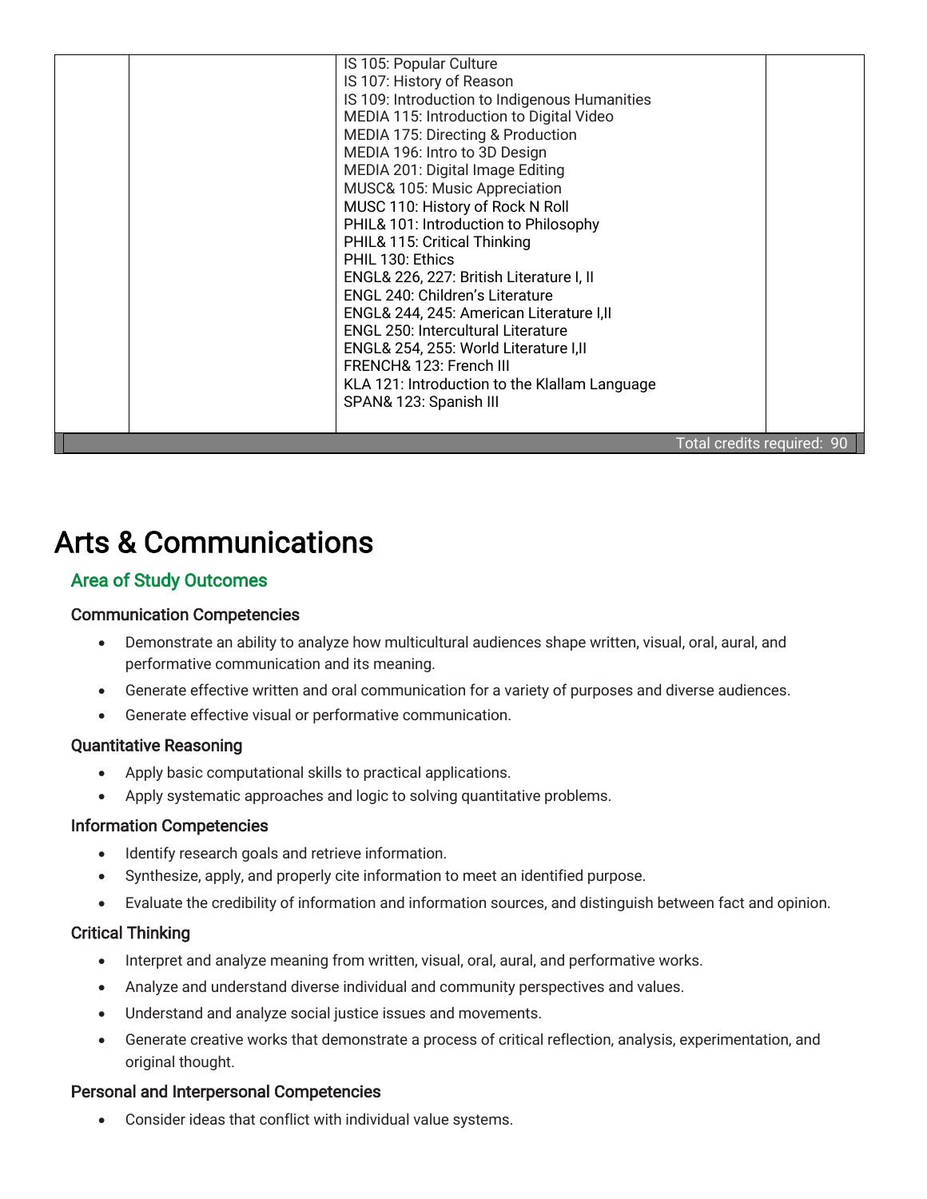| | | | |
|---|---|---|---|
| | | IS 105: Popular Culture<br>IS 107: History of Reason<br>IS 109: Introduction to Indigenous Humanities<br>MEDIA 115: Introduction to Digital Video<br>MEDIA 175: Directing & Production<br>MEDIA 196: Intro to 3D Design<br>MEDIA 201: Digital Image Editing<br>MUSC& 105: Music Appreciation<br>MUSC 110: History of Rock N Roll<br>PHIL& 101: Introduction to Philosophy<br>PHIL& 115: Critical Thinking<br>PHIL 130: Ethics<br>ENGL& 226, 227: British Literature I, II<br>ENGL 240: Children's Literature<br>ENGL& 244, 245: American Literature I,II<br>ENGL 250: Intercultural Literature<br>ENGL& 254, 255: World Literature I,II<br>FRENCH& 123: French III<br>KLA 121: Introduction to the Klallam Language<br>SPAN& 123: Spanish III | |
| Total credits required: 90 | | | |

# Arts & Communications

## Area of Study Outcomes

### Communication Competencies

- Demonstrate an ability to analyze how multicultural audiences shape written, visual, oral, aural, and performative communication and its meaning.
- Generate effective written and oral communication for a variety of purposes and diverse audiences.
- Generate effective visual or performative communication.

### Quantitative Reasoning

- Apply basic computational skills to practical applications.
- Apply systematic approaches and logic to solving quantitative problems.

### Information Competencies

- Identify research goals and retrieve information.
- Synthesize, apply, and properly cite information to meet an identified purpose.
- Evaluate the credibility of information and information sources, and distinguish between fact and opinion.

### Critical Thinking

- Interpret and analyze meaning from written, visual, oral, aural, and performative works.
- Analyze and understand diverse individual and community perspectives and values.
- Understand and analyze social justice issues and movements.
- Generate creative works that demonstrate a process of critical reflection, analysis, experimentation, and original thought.

### Personal and Interpersonal Competencies

- Consider ideas that conflict with individual value systems.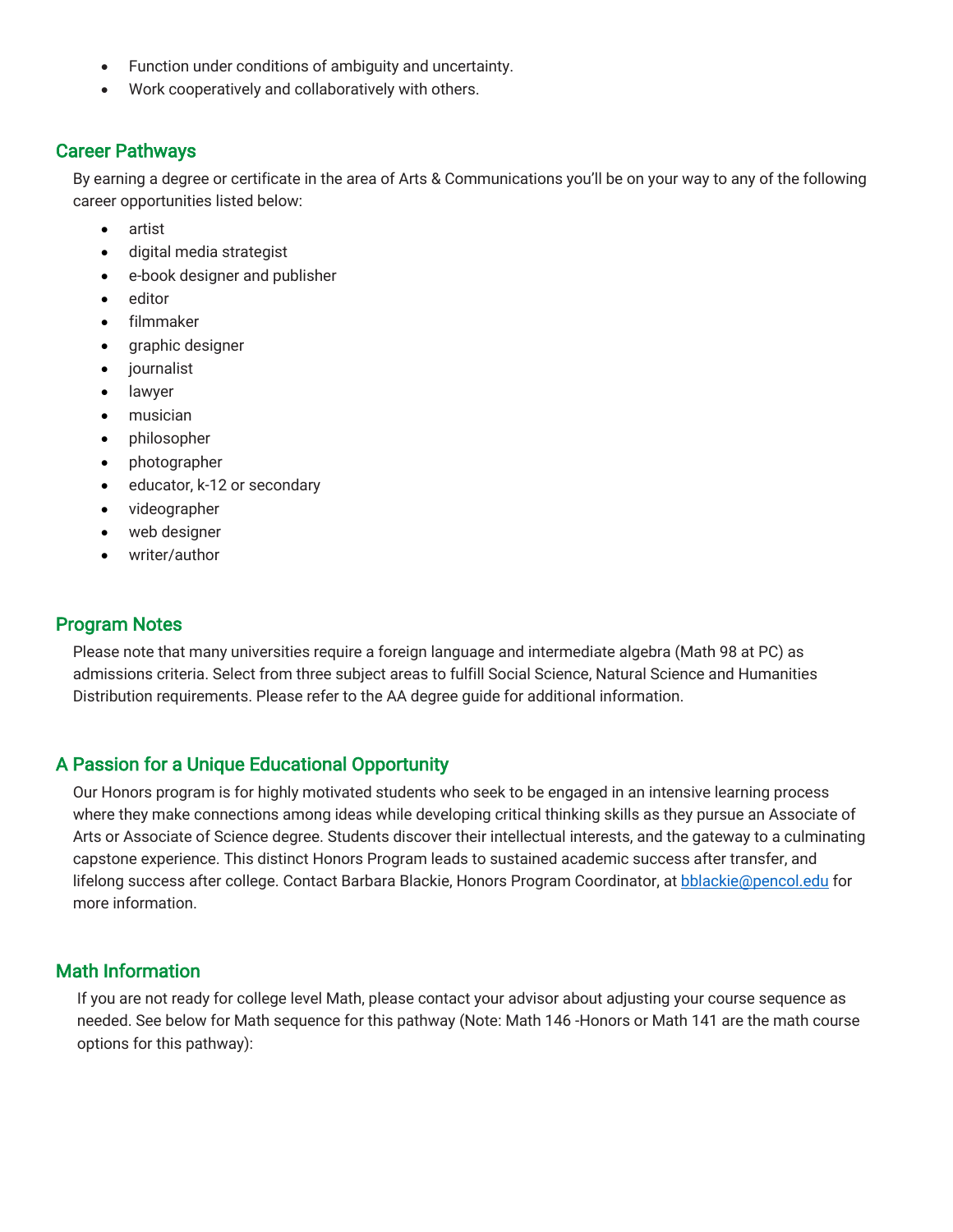- Function under conditions of ambiguity and uncertainty.
- Work cooperatively and collaboratively with others.

## Career Pathways

By earning a degree or certificate in the area of Arts & Communications you'll be on your way to any of the following career opportunities listed below:

- artist
- digital media strategist
- e-book designer and publisher
- editor
- filmmaker
- graphic designer
- journalist
- lawyer
- musician
- philosopher
- photographer
- educator, k-12 or secondary
- videographer
- web designer
- writer/author

## Program Notes

Please note that many universities require a foreign language and intermediate algebra (Math 98 at PC) as admissions criteria. Select from three subject areas to fulfill Social Science, Natural Science and Humanities Distribution requirements. Please refer to the AA degree guide for additional information.

## A Passion for a Unique Educational Opportunity

Our Honors program is for highly motivated students who seek to be engaged in an intensive learning process where they make connections among ideas while developing critical thinking skills as they pursue an Associate of Arts or Associate of Science degree. Students discover their intellectual interests, and the gateway to a culminating capstone experience. This distinct Honors Program leads to sustained academic success after transfer, and lifelong success after college. Contact Barbara Blackie, Honors Program Coordinator, at [bblackie@pencol.edu](mailto:bblackie@pencol.edu) for more information.

## Math Information

If you are not ready for college level Math, please contact your advisor about adjusting your course sequence as needed. See below for Math sequence for this pathway (Note: Math 146 -Honors or Math 141 are the math course options for this pathway):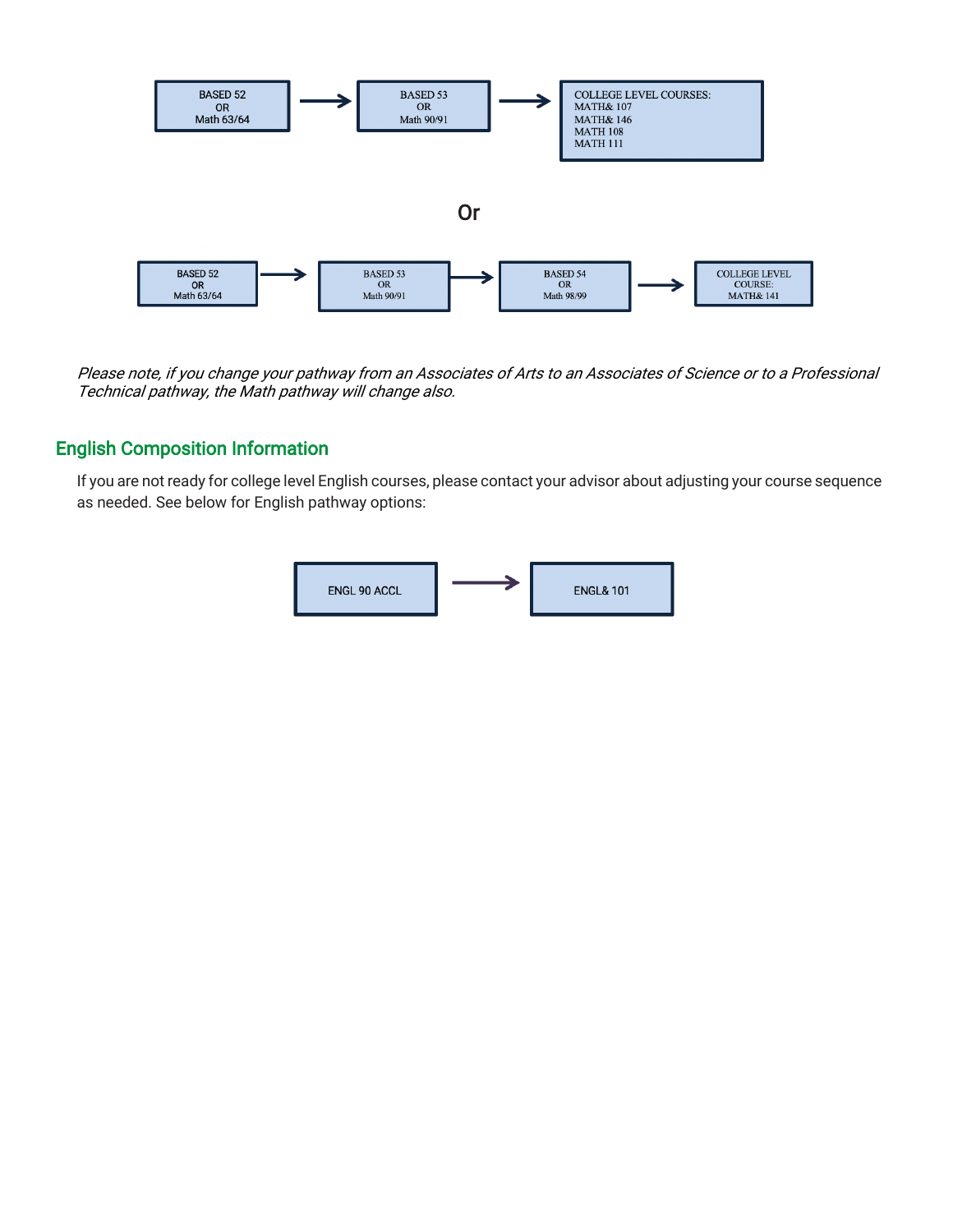BASED 52 OR Math 63/64 → BASED 53 OR Math 90/91 → COLLEGE LEVEL COURSES: MATH& 107, MATH& 146, MATH 108, MATH 111

Or

BASED 52 OR Math 63/64 → BASED 53 OR Math 90/91 → BASED 54 OR Math 98/99 → COLLEGE LEVEL COURSE: MATH& 141

*Please note, if you change your pathway from an Associates of Arts to an Associates of Science or to a Professional Technical pathway, the Math pathway will change also.*

## English Composition Information

If you are not ready for college level English courses, please contact your advisor about adjusting your course sequence as needed. See below for English pathway options:

ENGL 90 ACCL → ENGL& 101